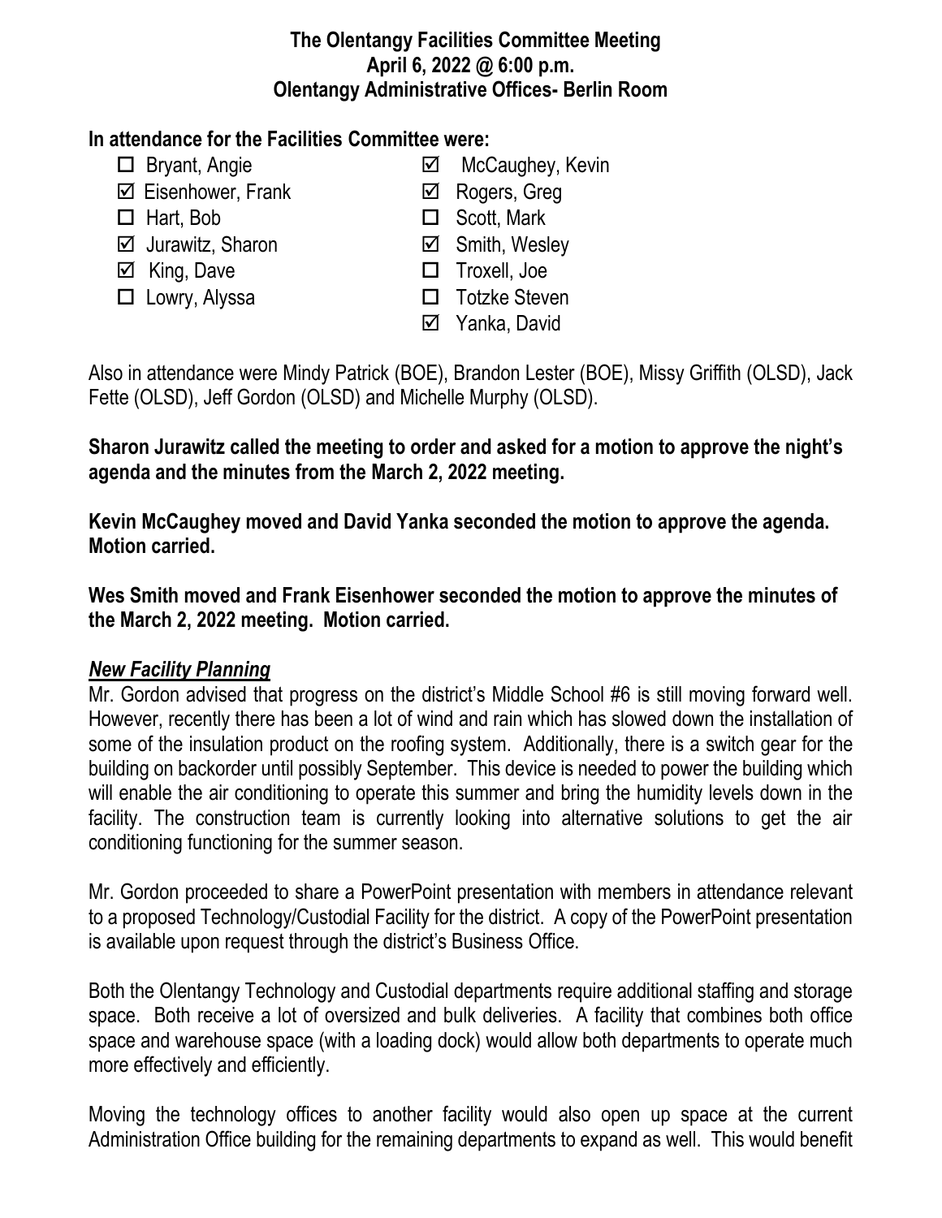**The Olentangy Facilities Committee Meeting**
**April 6, 2022 @ 6:00 p.m.**
**Olentangy Administrative Offices- Berlin Room**

**In attendance for the Facilities Committee were:**

- ☐ Bryant, Angie
- ☑ Eisenhower, Frank
- ☐ Hart, Bob
- ☑ Jurawitz, Sharon
- ☑ King, Dave
- ☐ Lowry, Alyssa
- ☑ McCaughey, Kevin
- ☑ Rogers, Greg
- ☐ Scott, Mark
- ☑ Smith, Wesley
- ☐ Troxell, Joe
- ☐ Totzke Steven
- ☑ Yanka, David

Also in attendance were Mindy Patrick (BOE), Brandon Lester (BOE), Missy Griffith (OLSD), Jack Fette (OLSD), Jeff Gordon (OLSD) and Michelle Murphy (OLSD).

**Sharon Jurawitz called the meeting to order and asked for a motion to approve the night's agenda and the minutes from the March 2, 2022 meeting.**

**Kevin McCaughey moved and David Yanka seconded the motion to approve the agenda. Motion carried.**

**Wes Smith moved and Frank Eisenhower seconded the motion to approve the minutes of the March 2, 2022 meeting. Motion carried.**

***New Facility Planning***

Mr. Gordon advised that progress on the district's Middle School #6 is still moving forward well. However, recently there has been a lot of wind and rain which has slowed down the installation of some of the insulation product on the roofing system. Additionally, there is a switch gear for the building on backorder until possibly September. This device is needed to power the building which will enable the air conditioning to operate this summer and bring the humidity levels down in the facility. The construction team is currently looking into alternative solutions to get the air conditioning functioning for the summer season.

Mr. Gordon proceeded to share a PowerPoint presentation with members in attendance relevant to a proposed Technology/Custodial Facility for the district. A copy of the PowerPoint presentation is available upon request through the district's Business Office.

Both the Olentangy Technology and Custodial departments require additional staffing and storage space. Both receive a lot of oversized and bulk deliveries. A facility that combines both office space and warehouse space (with a loading dock) would allow both departments to operate much more effectively and efficiently.

Moving the technology offices to another facility would also open up space at the current Administration Office building for the remaining departments to expand as well. This would benefit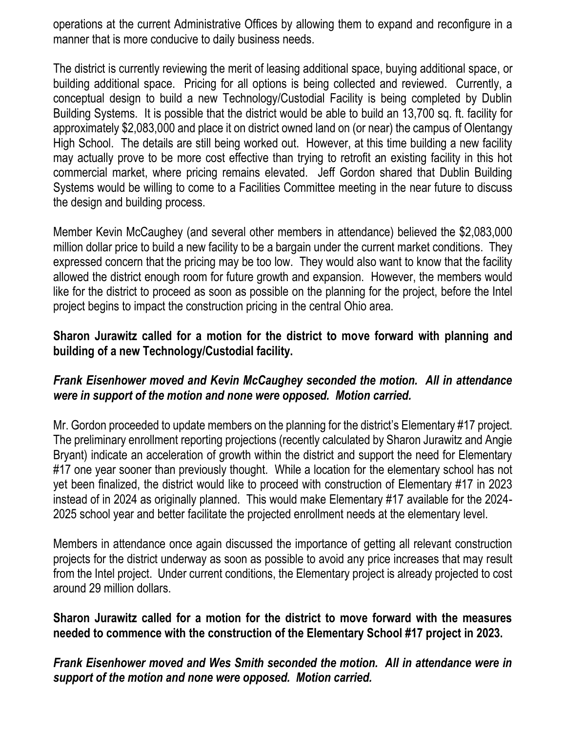operations at the current Administrative Offices by allowing them to expand and reconfigure in a manner that is more conducive to daily business needs.

The district is currently reviewing the merit of leasing additional space, buying additional space, or building additional space. Pricing for all options is being collected and reviewed. Currently, a conceptual design to build a new Technology/Custodial Facility is being completed by Dublin Building Systems. It is possible that the district would be able to build an 13,700 sq. ft. facility for approximately $2,083,000 and place it on district owned land on (or near) the campus of Olentangy High School. The details are still being worked out. However, at this time building a new facility may actually prove to be more cost effective than trying to retrofit an existing facility in this hot commercial market, where pricing remains elevated. Jeff Gordon shared that Dublin Building Systems would be willing to come to a Facilities Committee meeting in the near future to discuss the design and building process.

Member Kevin McCaughey (and several other members in attendance) believed the $2,083,000 million dollar price to build a new facility to be a bargain under the current market conditions. They expressed concern that the pricing may be too low. They would also want to know that the facility allowed the district enough room for future growth and expansion. However, the members would like for the district to proceed as soon as possible on the planning for the project, before the Intel project begins to impact the construction pricing in the central Ohio area.

**Sharon Jurawitz called for a motion for the district to move forward with planning and building of a new Technology/Custodial facility.**

***Frank Eisenhower moved and Kevin McCaughey seconded the motion. All in attendance were in support of the motion and none were opposed. Motion carried.***

Mr. Gordon proceeded to update members on the planning for the district's Elementary #17 project. The preliminary enrollment reporting projections (recently calculated by Sharon Jurawitz and Angie Bryant) indicate an acceleration of growth within the district and support the need for Elementary #17 one year sooner than previously thought. While a location for the elementary school has not yet been finalized, the district would like to proceed with construction of Elementary #17 in 2023 instead of in 2024 as originally planned. This would make Elementary #17 available for the 2024-2025 school year and better facilitate the projected enrollment needs at the elementary level.

Members in attendance once again discussed the importance of getting all relevant construction projects for the district underway as soon as possible to avoid any price increases that may result from the Intel project. Under current conditions, the Elementary project is already projected to cost around 29 million dollars.

**Sharon Jurawitz called for a motion for the district to move forward with the measures needed to commence with the construction of the Elementary School #17 project in 2023.**

***Frank Eisenhower moved and Wes Smith seconded the motion. All in attendance were in support of the motion and none were opposed. Motion carried.***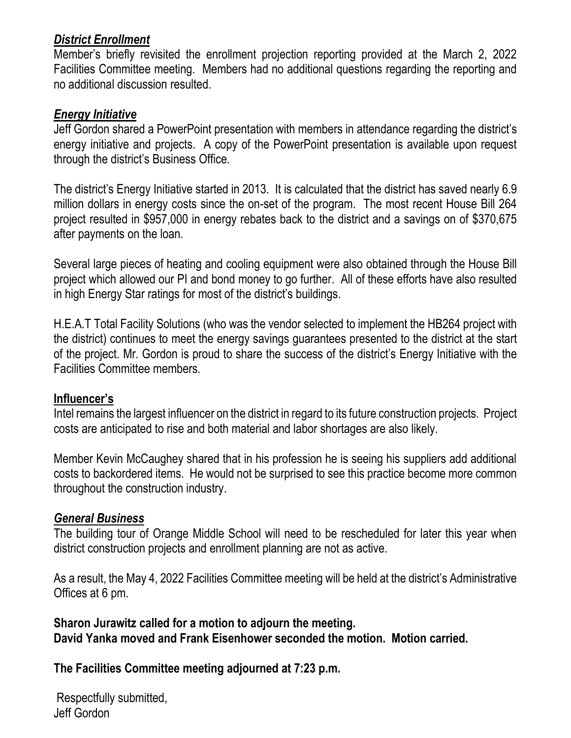***District Enrollment***

Member's briefly revisited the enrollment projection reporting provided at the March 2, 2022 Facilities Committee meeting. Members had no additional questions regarding the reporting and no additional discussion resulted.

***Energy Initiative***

Jeff Gordon shared a PowerPoint presentation with members in attendance regarding the district's energy initiative and projects. A copy of the PowerPoint presentation is available upon request through the district's Business Office.

The district's Energy Initiative started in 2013. It is calculated that the district has saved nearly 6.9 million dollars in energy costs since the on-set of the program. The most recent House Bill 264 project resulted in $957,000 in energy rebates back to the district and a savings on of $370,675 after payments on the loan.

Several large pieces of heating and cooling equipment were also obtained through the House Bill project which allowed our PI and bond money to go further. All of these efforts have also resulted in high Energy Star ratings for most of the district's buildings.

H.E.A.T Total Facility Solutions (who was the vendor selected to implement the HB264 project with the district) continues to meet the energy savings guarantees presented to the district at the start of the project. Mr. Gordon is proud to share the success of the district's Energy Initiative with the Facilities Committee members.

**Influencer's**

Intel remains the largest influencer on the district in regard to its future construction projects. Project costs are anticipated to rise and both material and labor shortages are also likely.

Member Kevin McCaughey shared that in his profession he is seeing his suppliers add additional costs to backordered items. He would not be surprised to see this practice become more common throughout the construction industry.

***General Business***

The building tour of Orange Middle School will need to be rescheduled for later this year when district construction projects and enrollment planning are not as active.

As a result, the May 4, 2022 Facilities Committee meeting will be held at the district's Administrative Offices at 6 pm.

**Sharon Jurawitz called for a motion to adjourn the meeting.**
**David Yanka moved and Frank Eisenhower seconded the motion. Motion carried.**

**The Facilities Committee meeting adjourned at 7:23 p.m.**

Respectfully submitted,
Jeff Gordon